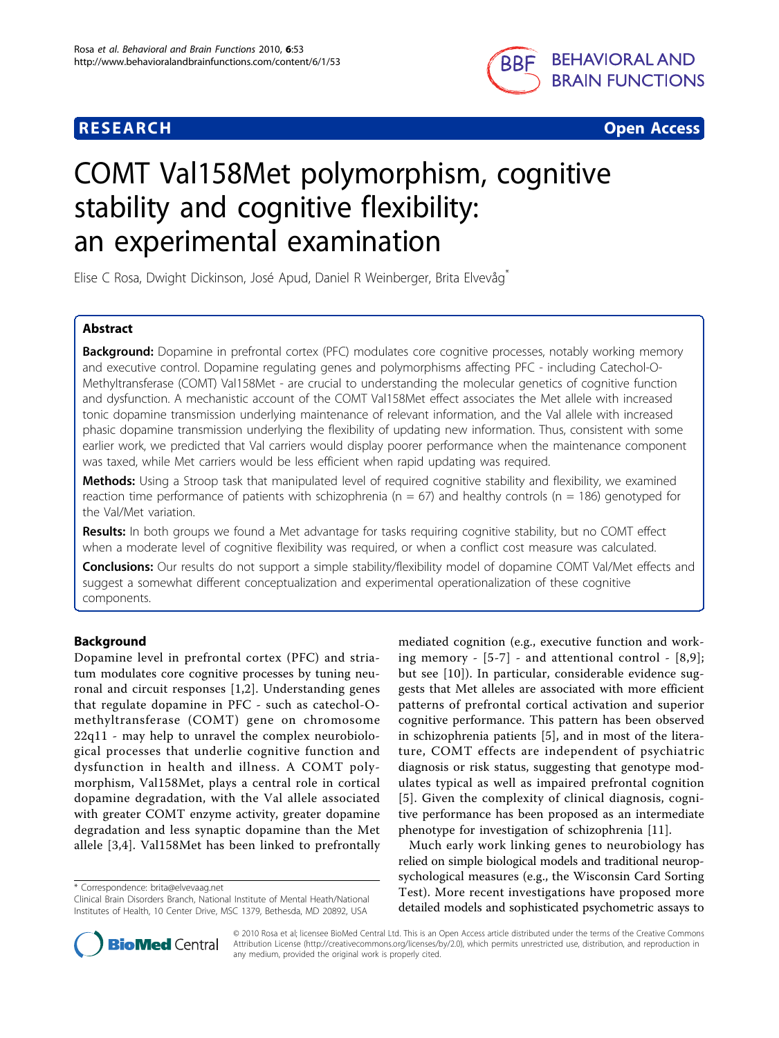RESEARCH Open Access

# COMT Val158Met polymorphism, cognitive stability and cognitive flexibility: an experimental examination

Elise C Rosa, Dwight Dickinson, José Apud, Daniel R Weinberger, Brita Elvevåg*

## Abstract

**Background:** Dopamine in prefrontal cortex (PFC) modulates core cognitive processes, notably working memory and executive control. Dopamine regulating genes and polymorphisms affecting PFC - including Catechol-O-Methyltransferase (COMT) Val158Met - are crucial to understanding the molecular genetics of cognitive function and dysfunction. A mechanistic account of the COMT Val158Met effect associates the Met allele with increased tonic dopamine transmission underlying maintenance of relevant information, and the Val allele with increased phasic dopamine transmission underlying the flexibility of updating new information. Thus, consistent with some earlier work, we predicted that Val carriers would display poorer performance when the maintenance component was taxed, while Met carriers would be less efficient when rapid updating was required.

**Methods:** Using a Stroop task that manipulated level of required cognitive stability and flexibility, we examined reaction time performance of patients with schizophrenia (n = 67) and healthy controls (n = 186) genotyped for the Val/Met variation.

**Results:** In both groups we found a Met advantage for tasks requiring cognitive stability, but no COMT effect when a moderate level of cognitive flexibility was required, or when a conflict cost measure was calculated.

**Conclusions:** Our results do not support a simple stability/flexibility model of dopamine COMT Val/Met effects and suggest a somewhat different conceptualization and experimental operationalization of these cognitive components.

## Background

Dopamine level in prefrontal cortex (PFC) and striatum modulates core cognitive processes by tuning neuronal and circuit responses [1,2]. Understanding genes that regulate dopamine in PFC - such as catechol-O-methyltransferase (COMT) gene on chromosome 22q11 - may help to unravel the complex neurobiological processes that underlie cognitive function and dysfunction in health and illness. A COMT polymorphism, Val158Met, plays a central role in cortical dopamine degradation, with the Val allele associated with greater COMT enzyme activity, greater dopamine degradation and less synaptic dopamine than the Met allele [3,4]. Val158Met has been linked to prefrontally mediated cognition (e.g., executive function and working memory - [5-7] - and attentional control - [8,9]; but see [10]). In particular, considerable evidence suggests that Met alleles are associated with more efficient patterns of prefrontal cortical activation and superior cognitive performance. This pattern has been observed in schizophrenia patients [5], and in most of the literature, COMT effects are independent of psychiatric diagnosis or risk status, suggesting that genotype modulates typical as well as impaired prefrontal cognition [5]. Given the complexity of clinical diagnosis, cognitive performance has been proposed as an intermediate phenotype for investigation of schizophrenia [11].

Much early work linking genes to neurobiology has relied on simple biological models and traditional neuropsychological measures (e.g., the Wisconsin Card Sorting Test). More recent investigations have proposed more detailed models and sophisticated psychometric assays to

\* Correspondence: brita@elvevaag.net
Clinical Brain Disorders Branch, National Institute of Mental Heath/National Institutes of Health, 10 Center Drive, MSC 1379, Bethesda, MD 20892, USA

© 2010 Rosa et al; licensee BioMed Central Ltd. This is an Open Access article distributed under the terms of the Creative Commons Attribution License (http://creativecommons.org/licenses/by/2.0), which permits unrestricted use, distribution, and reproduction in any medium, provided the original work is properly cited.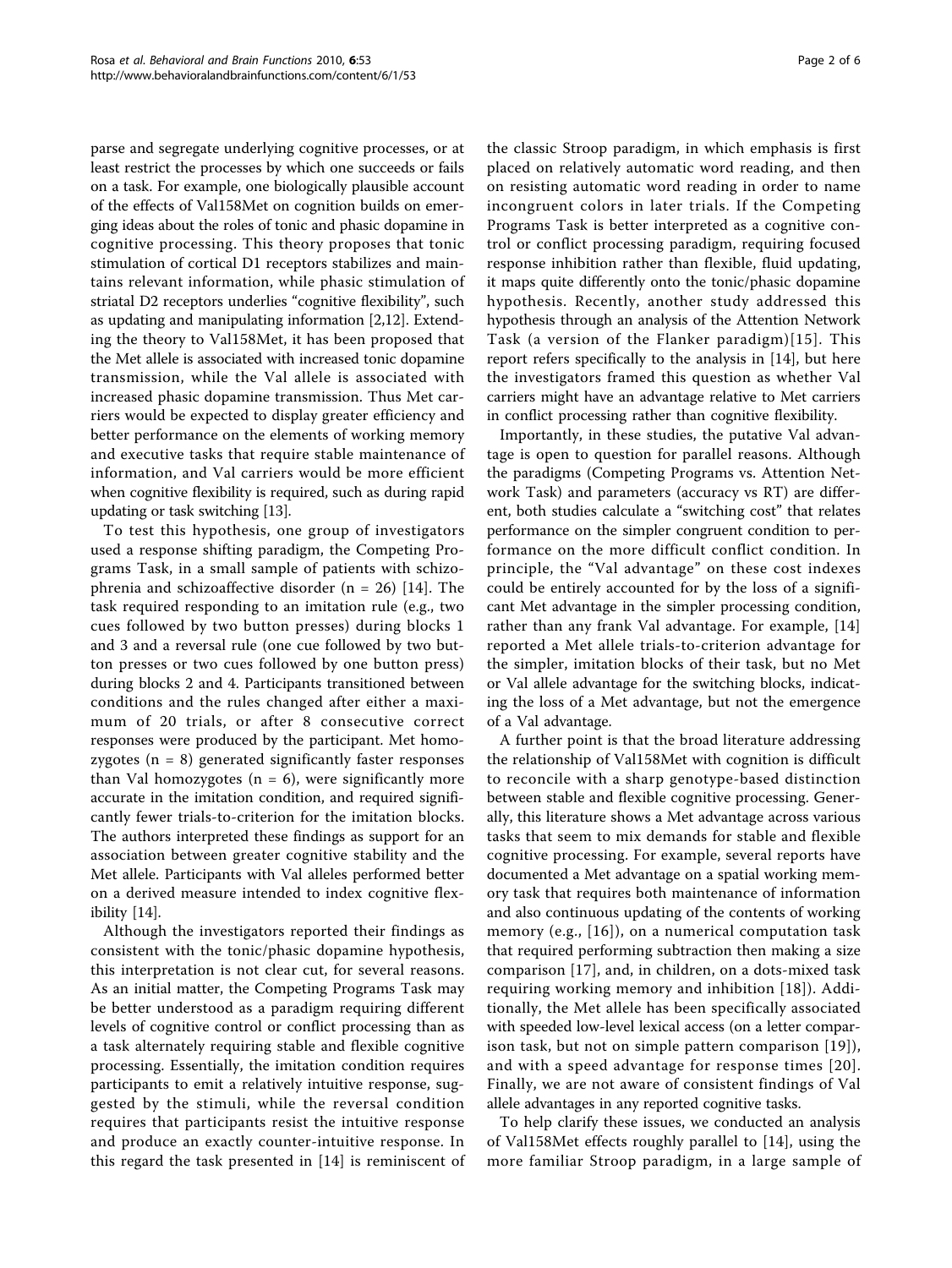parse and segregate underlying cognitive processes, or at least restrict the processes by which one succeeds or fails on a task. For example, one biologically plausible account of the effects of Val158Met on cognition builds on emerging ideas about the roles of tonic and phasic dopamine in cognitive processing. This theory proposes that tonic stimulation of cortical D1 receptors stabilizes and maintains relevant information, while phasic stimulation of striatal D2 receptors underlies "cognitive flexibility", such as updating and manipulating information [2,12]. Extending the theory to Val158Met, it has been proposed that the Met allele is associated with increased tonic dopamine transmission, while the Val allele is associated with increased phasic dopamine transmission. Thus Met carriers would be expected to display greater efficiency and better performance on the elements of working memory and executive tasks that require stable maintenance of information, and Val carriers would be more efficient when cognitive flexibility is required, such as during rapid updating or task switching [13].

To test this hypothesis, one group of investigators used a response shifting paradigm, the Competing Programs Task, in a small sample of patients with schizophrenia and schizoaffective disorder (n = 26) [14]. The task required responding to an imitation rule (e.g., two cues followed by two button presses) during blocks 1 and 3 and a reversal rule (one cue followed by two button presses or two cues followed by one button press) during blocks 2 and 4. Participants transitioned between conditions and the rules changed after either a maximum of 20 trials, or after 8 consecutive correct responses were produced by the participant. Met homozygotes (n = 8) generated significantly faster responses than Val homozygotes (n = 6), were significantly more accurate in the imitation condition, and required significantly fewer trials-to-criterion for the imitation blocks. The authors interpreted these findings as support for an association between greater cognitive stability and the Met allele. Participants with Val alleles performed better on a derived measure intended to index cognitive flexibility [14].

Although the investigators reported their findings as consistent with the tonic/phasic dopamine hypothesis, this interpretation is not clear cut, for several reasons. As an initial matter, the Competing Programs Task may be better understood as a paradigm requiring different levels of cognitive control or conflict processing than as a task alternately requiring stable and flexible cognitive processing. Essentially, the imitation condition requires participants to emit a relatively intuitive response, suggested by the stimuli, while the reversal condition requires that participants resist the intuitive response and produce an exactly counter-intuitive response. In this regard the task presented in [14] is reminiscent of the classic Stroop paradigm, in which emphasis is first placed on relatively automatic word reading, and then on resisting automatic word reading in order to name incongruent colors in later trials. If the Competing Programs Task is better interpreted as a cognitive control or conflict processing paradigm, requiring focused response inhibition rather than flexible, fluid updating, it maps quite differently onto the tonic/phasic dopamine hypothesis. Recently, another study addressed this hypothesis through an analysis of the Attention Network Task (a version of the Flanker paradigm)[15]. This report refers specifically to the analysis in [14], but here the investigators framed this question as whether Val carriers might have an advantage relative to Met carriers in conflict processing rather than cognitive flexibility.

Importantly, in these studies, the putative Val advantage is open to question for parallel reasons. Although the paradigms (Competing Programs vs. Attention Network Task) and parameters (accuracy vs RT) are different, both studies calculate a "switching cost" that relates performance on the simpler congruent condition to performance on the more difficult conflict condition. In principle, the "Val advantage" on these cost indexes could be entirely accounted for by the loss of a significant Met advantage in the simpler processing condition, rather than any frank Val advantage. For example, [14] reported a Met allele trials-to-criterion advantage for the simpler, imitation blocks of their task, but no Met or Val allele advantage for the switching blocks, indicating the loss of a Met advantage, but not the emergence of a Val advantage.

A further point is that the broad literature addressing the relationship of Val158Met with cognition is difficult to reconcile with a sharp genotype-based distinction between stable and flexible cognitive processing. Generally, this literature shows a Met advantage across various tasks that seem to mix demands for stable and flexible cognitive processing. For example, several reports have documented a Met advantage on a spatial working memory task that requires both maintenance of information and also continuous updating of the contents of working memory (e.g., [16]), on a numerical computation task that required performing subtraction then making a size comparison [17], and, in children, on a dots-mixed task requiring working memory and inhibition [18]). Additionally, the Met allele has been specifically associated with speeded low-level lexical access (on a letter comparison task, but not on simple pattern comparison [19]), and with a speed advantage for response times [20]. Finally, we are not aware of consistent findings of Val allele advantages in any reported cognitive tasks.

To help clarify these issues, we conducted an analysis of Val158Met effects roughly parallel to [14], using the more familiar Stroop paradigm, in a large sample of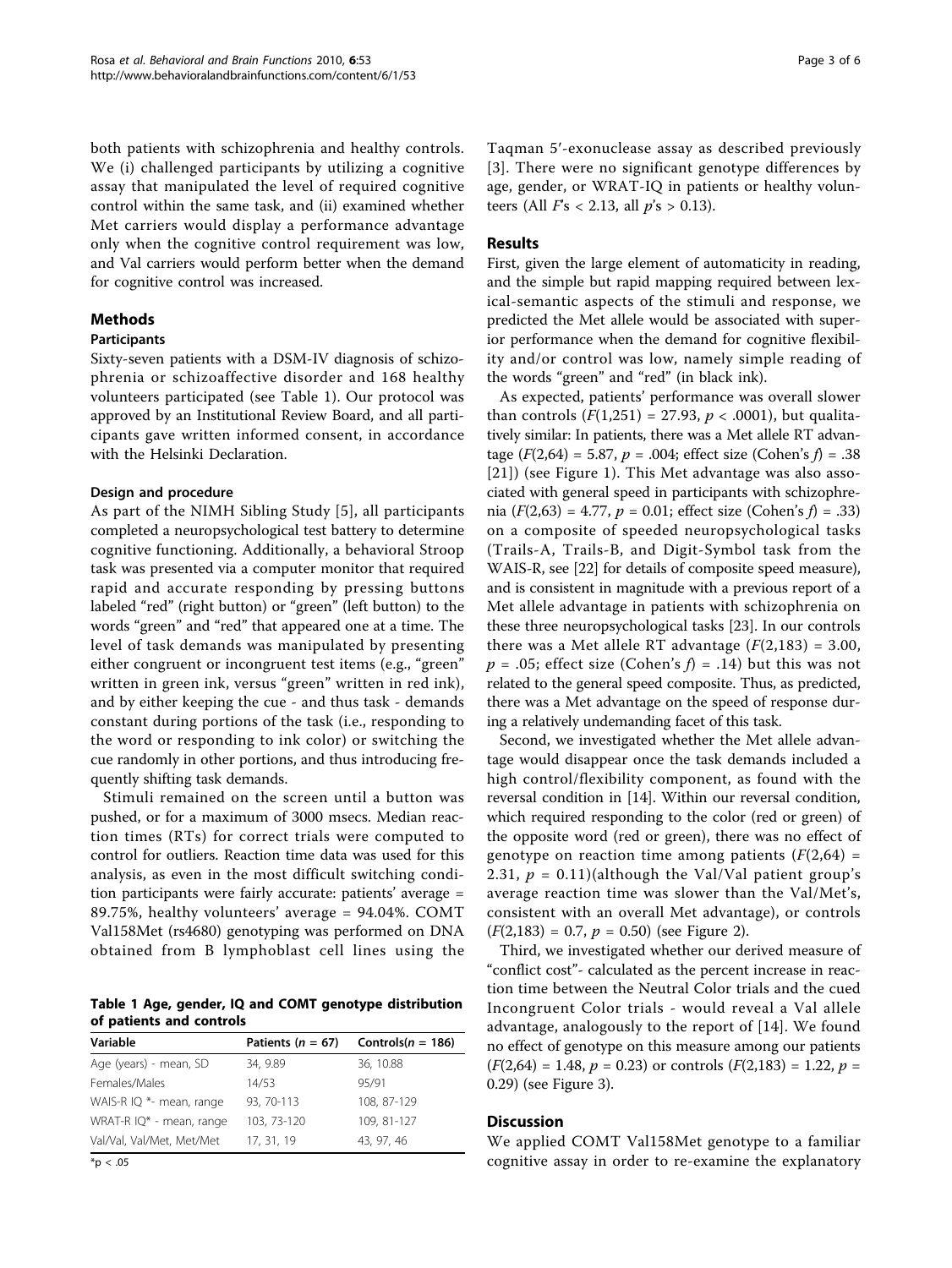both patients with schizophrenia and healthy controls. We (i) challenged participants by utilizing a cognitive assay that manipulated the level of required cognitive control within the same task, and (ii) examined whether Met carriers would display a performance advantage only when the cognitive control requirement was low, and Val carriers would perform better when the demand for cognitive control was increased.

## Methods

### Participants

Sixty-seven patients with a DSM-IV diagnosis of schizophrenia or schizoaffective disorder and 168 healthy volunteers participated (see Table 1). Our protocol was approved by an Institutional Review Board, and all participants gave written informed consent, in accordance with the Helsinki Declaration.

### Design and procedure

As part of the NIMH Sibling Study [5], all participants completed a neuropsychological test battery to determine cognitive functioning. Additionally, a behavioral Stroop task was presented via a computer monitor that required rapid and accurate responding by pressing buttons labeled "red" (right button) or "green" (left button) to the words "green" and "red" that appeared one at a time. The level of task demands was manipulated by presenting either congruent or incongruent test items (e.g., "green" written in green ink, versus "green" written in red ink), and by either keeping the cue - and thus task - demands constant during portions of the task (i.e., responding to the word or responding to ink color) or switching the cue randomly in other portions, and thus introducing frequently shifting task demands.

Stimuli remained on the screen until a button was pushed, or for a maximum of 3000 msecs. Median reaction times (RTs) for correct trials were computed to control for outliers. Reaction time data was used for this analysis, as even in the most difficult switching condition participants were fairly accurate: patients' average = 89.75%, healthy volunteers' average = 94.04%. COMT Val158Met (rs4680) genotyping was performed on DNA obtained from B lymphoblast cell lines using the Taqman 5′-exonuclease assay as described previously [3]. There were no significant genotype differences by age, gender, or WRAT-IQ in patients or healthy volunteers (All $F$'s < 2.13, all $p$'s > 0.13).

**Table 1 Age, gender, IQ and COMT genotype distribution of patients and controls**

| Variable | Patients ($n$ = 67) | Controls($n$ = 186) |
|---|---|---|
| Age (years) - mean, SD | 34, 9.89 | 36, 10.88 |
| Females/Males | 14/53 | 95/91 |
| WAIS-R IQ *- mean, range | 93, 70-113 | 108, 87-129 |
| WRAT-R IQ* - mean, range | 103, 73-120 | 109, 81-127 |
| Val/Val, Val/Met, Met/Met | 17, 31, 19 | 43, 97, 46 |

*p < .05

## Results

First, given the large element of automaticity in reading, and the simple but rapid mapping required between lexical-semantic aspects of the stimuli and response, we predicted the Met allele would be associated with superior performance when the demand for cognitive flexibility and/or control was low, namely simple reading of the words "green" and "red" (in black ink).

As expected, patients' performance was overall slower than controls ($F(1,251) = 27.93$, $p < .0001$), but qualitatively similar: In patients, there was a Met allele RT advantage ($F(2,64) = 5.87$, $p = .004$; effect size (Cohen's $f$) = .38 [21]) (see Figure 1). This Met advantage was also associated with general speed in participants with schizophrenia ($F(2,63) = 4.77$, $p = 0.01$; effect size (Cohen's $f$) = .33) on a composite of speeded neuropsychological tasks (Trails-A, Trails-B, and Digit-Symbol task from the WAIS-R, see [22] for details of composite speed measure), and is consistent in magnitude with a previous report of a Met allele advantage in patients with schizophrenia on these three neuropsychological tasks [23]. In our controls there was a Met allele RT advantage ($F(2,183) = 3.00$, $p = .05$; effect size (Cohen's $f$) = .14) but this was not related to the general speed composite. Thus, as predicted, there was a Met advantage on the speed of response during a relatively undemanding facet of this task.

Second, we investigated whether the Met allele advantage would disappear once the task demands included a high control/flexibility component, as found with the reversal condition in [14]. Within our reversal condition, which required responding to the color (red or green) of the opposite word (red or green), there was no effect of genotype on reaction time among patients ($F(2,64) = 2.31$, $p = 0.11$)(although the Val/Val patient group's average reaction time was slower than the Val/Met's, consistent with an overall Met advantage), or controls ($F(2,183) = 0.7$, $p = 0.50$) (see Figure 2).

Third, we investigated whether our derived measure of "conflict cost"- calculated as the percent increase in reaction time between the Neutral Color trials and the cued Incongruent Color trials - would reveal a Val allele advantage, analogously to the report of [14]. We found no effect of genotype on this measure among our patients ($F(2,64) = 1.48$, $p = 0.23$) or controls ($F(2,183) = 1.22$, $p = 0.29$) (see Figure 3).

## Discussion

We applied COMT Val158Met genotype to a familiar cognitive assay in order to re-examine the explanatory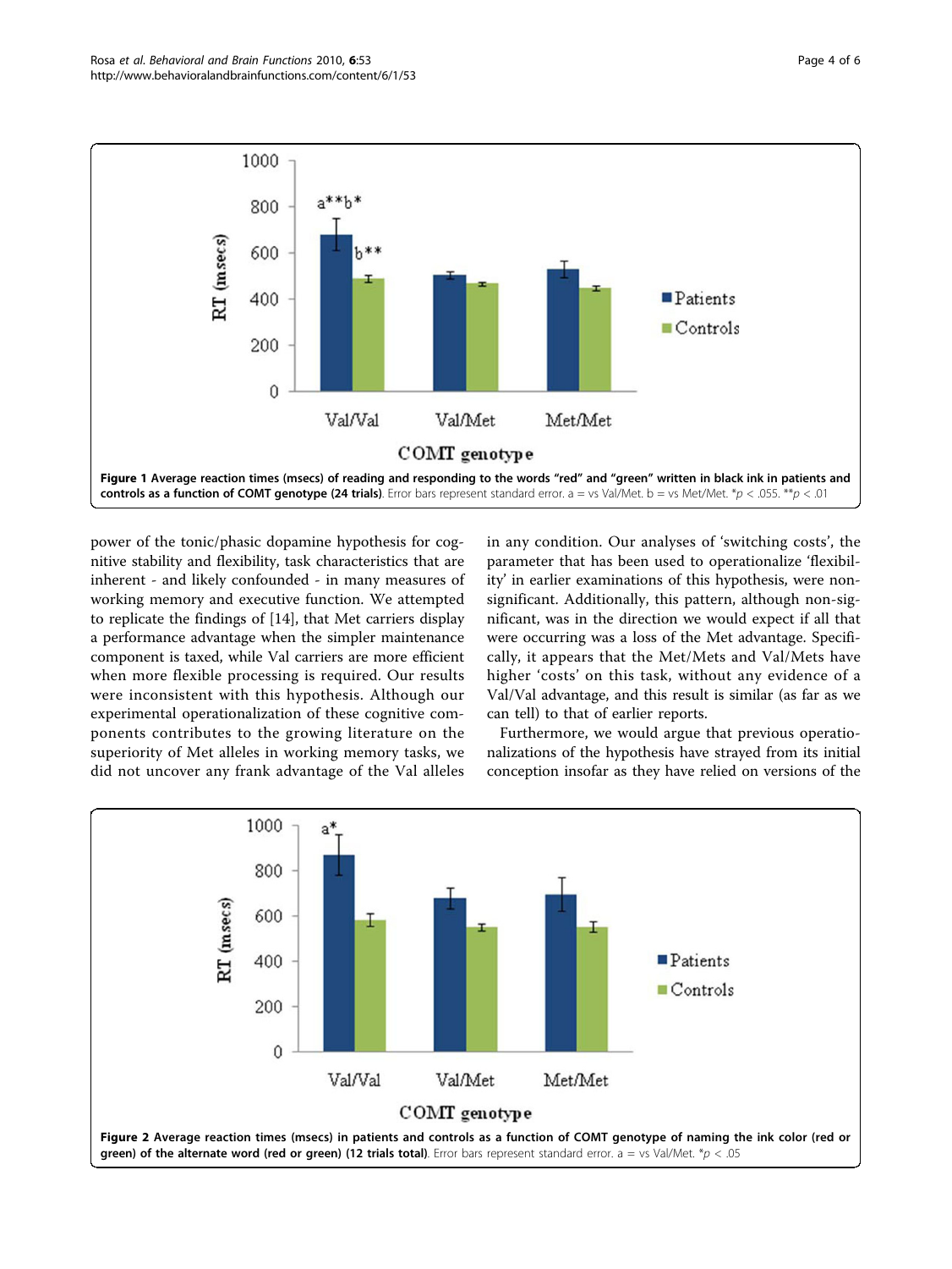**Figure 1 Average reaction times (msecs) of reading and responding to the words "red" and "green" written in black ink in patients and controls as a function of COMT genotype (24 trials)**. Error bars represent standard error. a = vs Val/Met. b = vs Met/Met. $*p < .055$. $**p < .01$

power of the tonic/phasic dopamine hypothesis for cognitive stability and flexibility, task characteristics that are inherent - and likely confounded - in many measures of working memory and executive function. We attempted to replicate the findings of [14], that Met carriers display a performance advantage when the simpler maintenance component is taxed, while Val carriers are more efficient when more flexible processing is required. Our results were inconsistent with this hypothesis. Although our experimental operationalization of these cognitive components contributes to the growing literature on the superiority of Met alleles in working memory tasks, we did not uncover any frank advantage of the Val alleles in any condition. Our analyses of 'switching costs', the parameter that has been used to operationalize 'flexibility' in earlier examinations of this hypothesis, were non-significant. Additionally, this pattern, although non-significant, was in the direction we would expect if all that were occurring was a loss of the Met advantage. Specifically, it appears that the Met/Mets and Val/Mets have higher 'costs' on this task, without any evidence of a Val/Val advantage, and this result is similar (as far as we can tell) to that of earlier reports.

Furthermore, we would argue that previous operationalizations of the hypothesis have strayed from its initial conception insofar as they have relied on versions of the

**Figure 2 Average reaction times (msecs) in patients and controls as a function of COMT genotype of naming the ink color (red or green) of the alternate word (red or green) (12 trials total)**. Error bars represent standard error. a = vs Val/Met. $*p < .05$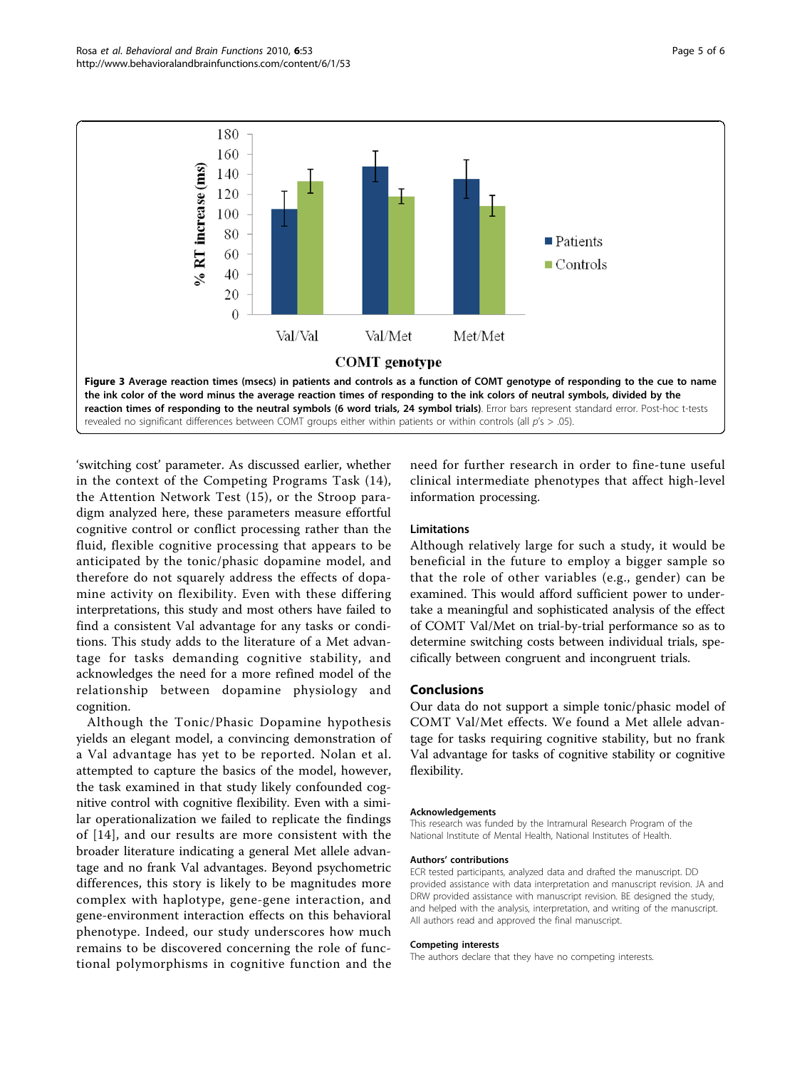180
160
140
120
100
80
60
40
20
0

% RT increase (ms)

Val/Val

Val/Met

Met/Met

COMT genotype

Patients

Controls

**Figure 3 Average reaction times (msecs) in patients and controls as a function of COMT genotype of responding to the cue to name the ink color of the word minus the average reaction times of responding to the ink colors of neutral symbols, divided by the reaction times of responding to the neutral symbols (6 word trials, 24 symbol trials)**. Error bars represent standard error. Post-hoc t-tests revealed no significant differences between COMT groups either within patients or within controls (all *p*'s > .05).

'switching cost' parameter. As discussed earlier, whether in the context of the Competing Programs Task (14), the Attention Network Test (15), or the Stroop paradigm analyzed here, these parameters measure effortful cognitive control or conflict processing rather than the fluid, flexible cognitive processing that appears to be anticipated by the tonic/phasic dopamine model, and therefore do not squarely address the effects of dopamine activity on flexibility. Even with these differing interpretations, this study and most others have failed to find a consistent Val advantage for any tasks or conditions. This study adds to the literature of a Met advantage for tasks demanding cognitive stability, and acknowledges the need for a more refined model of the relationship between dopamine physiology and cognition.

Although the Tonic/Phasic Dopamine hypothesis yields an elegant model, a convincing demonstration of a Val advantage has yet to be reported. Nolan et al. attempted to capture the basics of the model, however, the task examined in that study likely confounded cognitive control with cognitive flexibility. Even with a similar operationalization we failed to replicate the findings of [14], and our results are more consistent with the broader literature indicating a general Met allele advantage and no frank Val advantages. Beyond psychometric differences, this story is likely to be magnitudes more complex with haplotype, gene-gene interaction, and gene-environment interaction effects on this behavioral phenotype. Indeed, our study underscores how much remains to be discovered concerning the role of functional polymorphisms in cognitive function and the need for further research in order to fine-tune useful clinical intermediate phenotypes that affect high-level information processing.

### Limitations

Although relatively large for such a study, it would be beneficial in the future to employ a bigger sample so that the role of other variables (e.g., gender) can be examined. This would afford sufficient power to undertake a meaningful and sophisticated analysis of the effect of COMT Val/Met on trial-by-trial performance so as to determine switching costs between individual trials, specifically between congruent and incongruent trials.

## Conclusions

Our data do not support a simple tonic/phasic model of COMT Val/Met effects. We found a Met allele advantage for tasks requiring cognitive stability, but no frank Val advantage for tasks of cognitive stability or cognitive flexibility.

#### Acknowledgements

This research was funded by the Intramural Research Program of the National Institute of Mental Health, National Institutes of Health.

#### Authors' contributions

ECR tested participants, analyzed data and drafted the manuscript. DD provided assistance with data interpretation and manuscript revision. JA and DRW provided assistance with manuscript revision. BE designed the study, and helped with the analysis, interpretation, and writing of the manuscript. All authors read and approved the final manuscript.

#### Competing interests

The authors declare that they have no competing interests.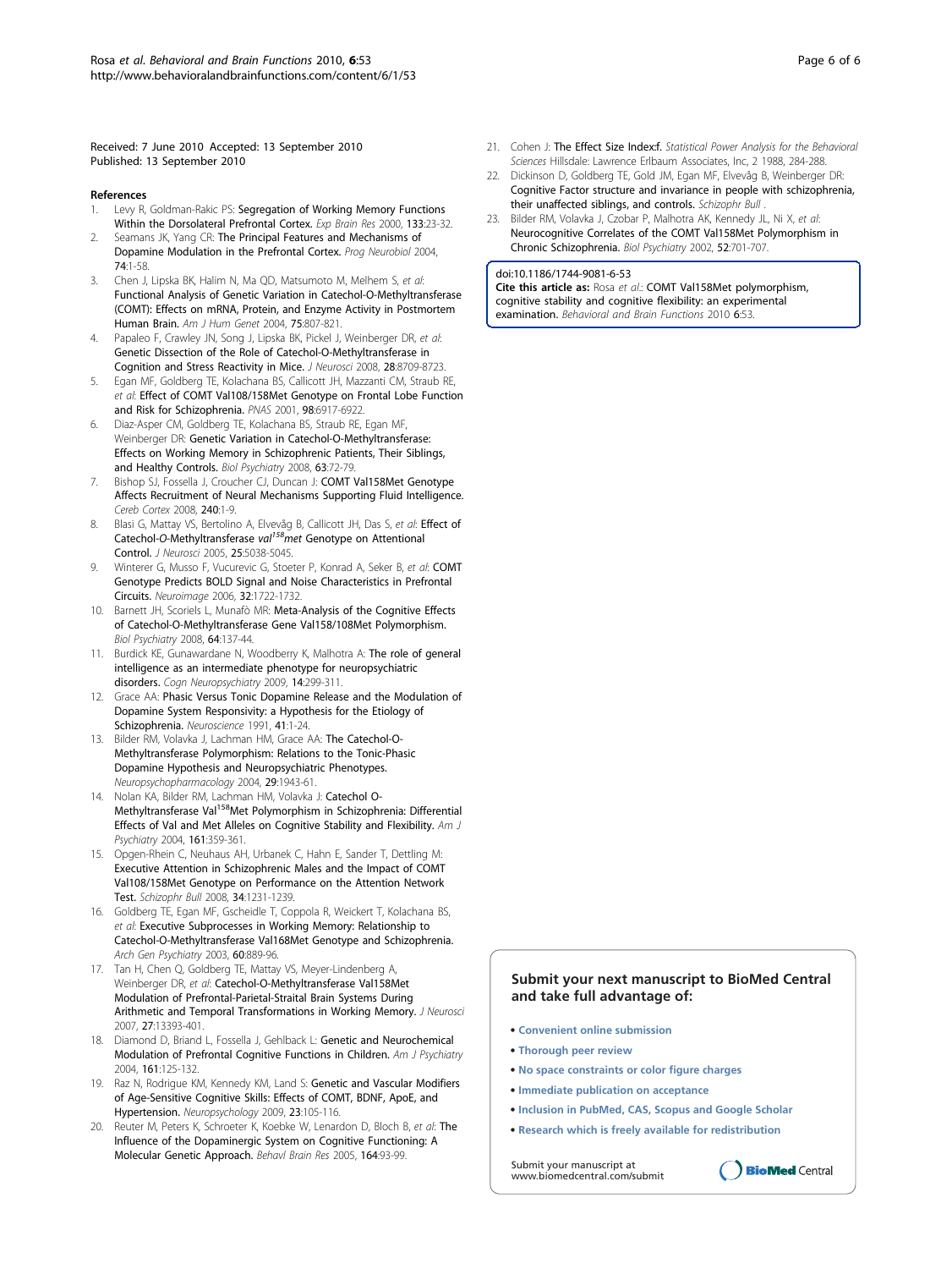Received: 7 June 2010 Accepted: 13 September 2010
Published: 13 September 2010

## References

1. Levy R, Goldman-Rakic PS: **Segregation of Working Memory Functions Within the Dorsolateral Prefrontal Cortex.** *Exp Brain Res* 2000, **133**:23-32.
2. Seamans JK, Yang CR: **The Principal Features and Mechanisms of Dopamine Modulation in the Prefrontal Cortex.** *Prog Neurobiol* 2004, **74**:1-58.
3. Chen J, Lipska BK, Halim N, Ma QD, Matsumoto M, Melhem S, *et al*: **Functional Analysis of Genetic Variation in Catechol-O-Methyltransferase (COMT): Effects on mRNA, Protein, and Enzyme Activity in Postmortem Human Brain.** *Am J Hum Genet* 2004, **75**:807-821.
4. Papaleo F, Crawley JN, Song J, Lipska BK, Pickel J, Weinberger DR, *et al*: **Genetic Dissection of the Role of Catechol-O-Methyltransferase in Cognition and Stress Reactivity in Mice.** *J Neurosci* 2008, **28**:8709-8723.
5. Egan MF, Goldberg TE, Kolachana BS, Callicott JH, Mazzanti CM, Straub RE, *et al*: **Effect of COMT Val108/158Met Genotype on Frontal Lobe Function and Risk for Schizophrenia.** *PNAS* 2001, **98**:6917-6922.
6. Diaz-Asper CM, Goldberg TE, Kolachana BS, Straub RE, Egan MF, Weinberger DR: **Genetic Variation in Catechol-O-Methyltransferase: Effects on Working Memory in Schizophrenic Patients, Their Siblings, and Healthy Controls.** *Biol Psychiatry* 2008, **63**:72-79.
7. Bishop SJ, Fossella J, Croucher CJ, Duncan J: **COMT Val158Met Genotype Affects Recruitment of Neural Mechanisms Supporting Fluid Intelligence.** *Cereb Cortex* 2008, **240**:1-9.
8. Blasi G, Mattay VS, Bertolino A, Elvevåg B, Callicott JH, Das S, *et al*: **Effect of Catechol-O-Methyltransferase *val*[158]*met* Genotype on Attentional Control.** *J Neurosci* 2005, **25**:5038-5045.
9. Winterer G, Musso F, Vucurevic G, Stoeter P, Konrad A, Seker B, *et al*: **COMT Genotype Predicts BOLD Signal and Noise Characteristics in Prefrontal Circuits.** *Neuroimage* 2006, **32**:1722-1732.
10. Barnett JH, Scoriels L, Munafò MR: **Meta-Analysis of the Cognitive Effects of Catechol-O-Methyltransferase Gene Val158/108Met Polymorphism.** *Biol Psychiatry* 2008, **64**:137-44.
11. Burdick KE, Gunawardane N, Woodberry K, Malhotra A: **The role of general intelligence as an intermediate phenotype for neuropsychiatric disorders.** *Cogn Neuropsychiatry* 2009, **14**:299-311.
12. Grace AA: **Phasic Versus Tonic Dopamine Release and the Modulation of Dopamine System Responsivity: a Hypothesis for the Etiology of Schizophrenia.** *Neuroscience* 1991, **41**:1-24.
13. Bilder RM, Volavka J, Lachman HM, Grace AA: **The Catechol-O-Methyltransferase Polymorphism: Relations to the Tonic-Phasic Dopamine Hypothesis and Neuropsychiatric Phenotypes.** *Neuropsychopharmacology* 2004, **29**:1943-61.
14. Nolan KA, Bilder RM, Lachman HM, Volavka J: **Catechol O-Methyltransferase Val[158]Met Polymorphism in Schizophrenia: Differential Effects of Val and Met Alleles on Cognitive Stability and Flexibility.** *Am J Psychiatry* 2004, **161**:359-361.
15. Opgen-Rhein C, Neuhaus AH, Urbanek C, Hahn E, Sander T, Dettling M: **Executive Attention in Schizophrenic Males and the Impact of COMT Val108/158Met Genotype on Performance on the Attention Network Test.** *Schizophr Bull* 2008, **34**:1231-1239.
16. Goldberg TE, Egan MF, Gscheidle T, Coppola R, Weickert T, Kolachana BS, *et al*: **Executive Subprocesses in Working Memory: Relationship to Catechol-O-Methyltransferase Val168Met Genotype and Schizophrenia.** *Arch Gen Psychiatry* 2003, **60**:889-96.
17. Tan H, Chen Q, Goldberg TE, Mattay VS, Meyer-Lindenberg A, Weinberger DR, *et al*: **Catechol-O-Methyltransferase Val158Met Modulation of Prefrontal-Parietal-Straital Brain Systems During Arithmetic and Temporal Transformations in Working Memory.** *J Neurosci* 2007, **27**:13393-401.
18. Diamond D, Briand L, Fossella J, Gehlback L: **Genetic and Neurochemical Modulation of Prefrontal Cognitive Functions in Children.** *Am J Psychiatry* 2004, **161**:125-132.
19. Raz N, Rodrigue KM, Kennedy KM, Land S: **Genetic and Vascular Modifiers of Age-Sensitive Cognitive Skills: Effects of COMT, BDNF, ApoE, and Hypertension.** *Neuropsychology* 2009, **23**:105-116.
20. Reuter M, Peters K, Schroeter K, Koebke W, Lenardon D, Bloch B, *et al*: **The Influence of the Dopaminergic System on Cognitive Functioning: A Molecular Genetic Approach.** *Behavl Brain Res* 2005, **164**:93-99.
21. Cohen J: **The Effect Size Index:f.** *Statistical Power Analysis for the Behavioral Sciences* Hillsdale: Lawrence Erlbaum Associates, Inc, 2 1988, 284-288.
22. Dickinson D, Goldberg TE, Gold JM, Egan MF, Elvevåg B, Weinberger DR: **Cognitive Factor structure and invariance in people with schizophrenia, their unaffected siblings, and controls.** *Schizophr Bull* .
23. Bilder RM, Volavka J, Czobar P, Malhotra AK, Kennedy JL, Ni X, *et al*: **Neurocognitive Correlates of the COMT Val158Met Polymorphism in Chronic Schizophrenia.** *Biol Psychiatry* 2002, **52**:701-707.

doi:10.1186/1744-9081-6-53
**Cite this article as:** Rosa *et al.*: COMT Val158Met polymorphism, cognitive stability and cognitive flexibility: an experimental examination. *Behavioral and Brain Functions* 2010 **6**:53.

**Submit your next manuscript to BioMed Central and take full advantage of:**

- Convenient online submission
- Thorough peer review
- No space constraints or color figure charges
- Immediate publication on acceptance
- Inclusion in PubMed, CAS, Scopus and Google Scholar
- Research which is freely available for redistribution

Submit your manuscript at
www.biomedcentral.com/submit

BioMed Central